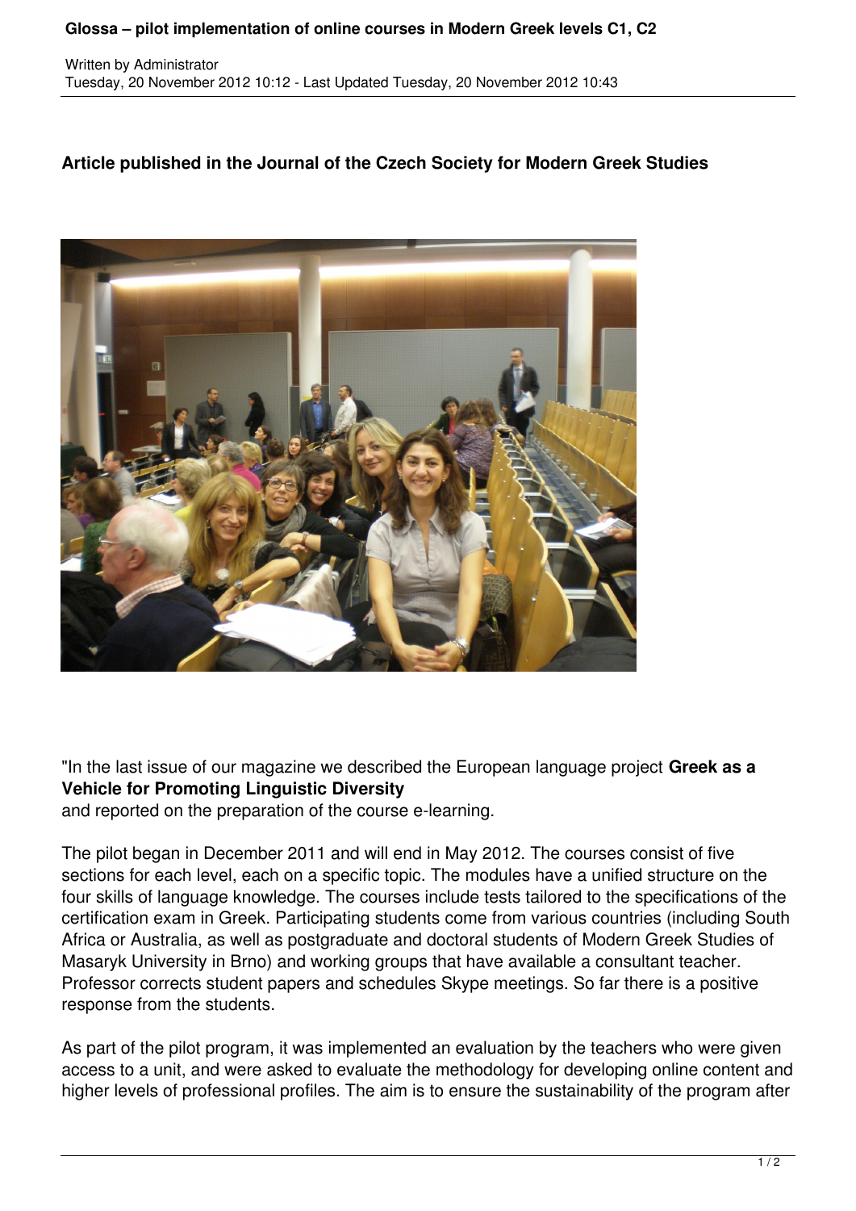# Glossa – pilot implementation of online courses in Modern Greek levels C1, C2

Written by Administrator
Tuesday, 20 November 2012 10:12 - Last Updated Tuesday, 20 November 2012 10:43

## Article published in the Journal of the Czech Society for Modern Greek Studies

"In the last issue of our magazine we described the European language project **Greek as a Vehicle for Promoting Linguistic Diversity** and reported on the preparation of the course e-learning.

The pilot began in December 2011 and will end in May 2012. The courses consist of five sections for each level, each on a specific topic. The modules have a unified structure on the four skills of language knowledge. The courses include tests tailored to the specifications of the certification exam in Greek. Participating students come from various countries (including South Africa or Australia, as well as postgraduate and doctoral students of Modern Greek Studies of Masaryk University in Brno) and working groups that have available a consultant teacher. Professor corrects student papers and schedules Skype meetings. So far there is a positive response from the students.

As part of the pilot program, it was implemented an evaluation by the teachers who were given access to a unit, and were asked to evaluate the methodology for developing online content and higher levels of professional profiles. The aim is to ensure the sustainability of the program after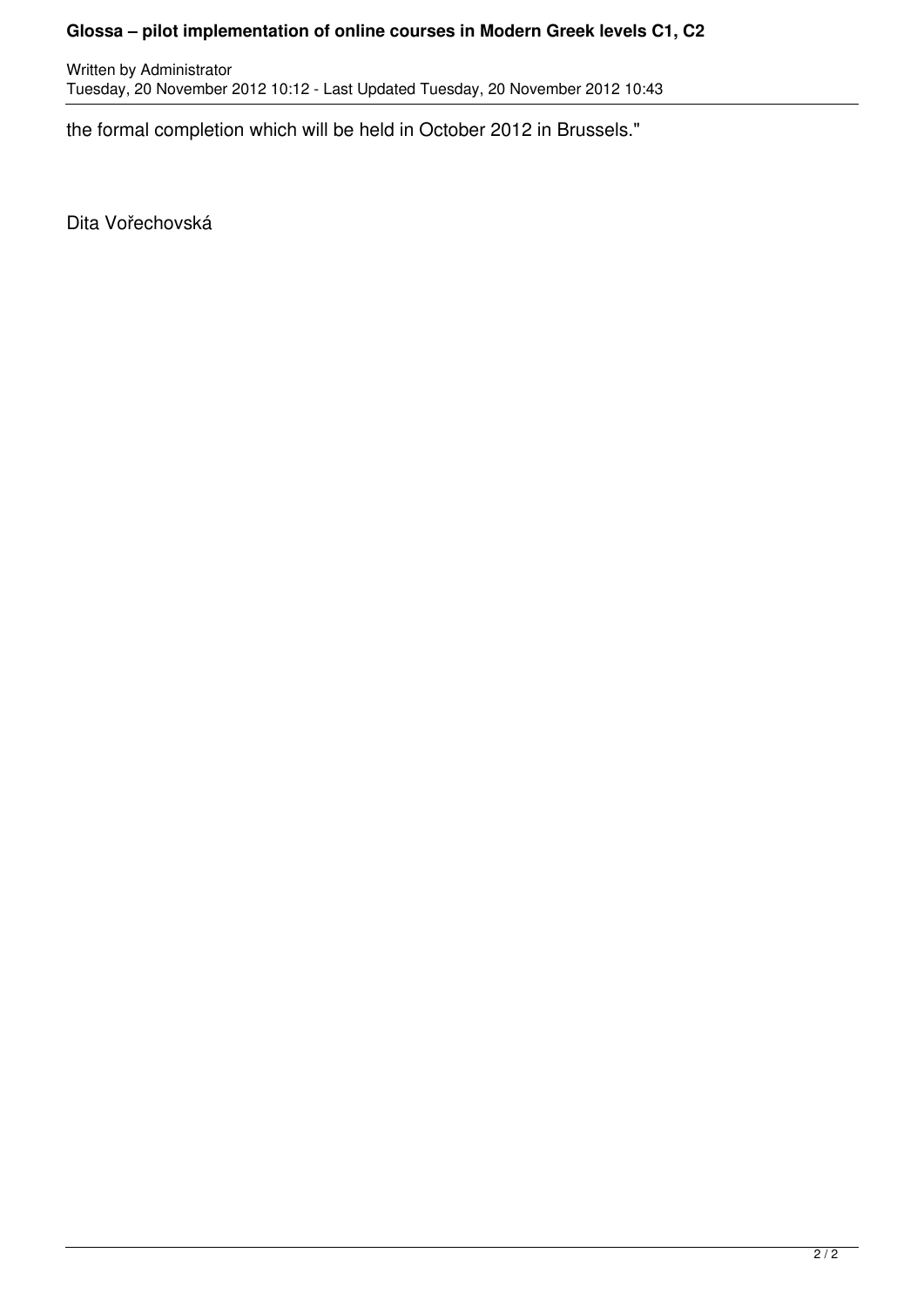the formal completion which will be held in October 2012 in Brussels."

Dita Vořechovská